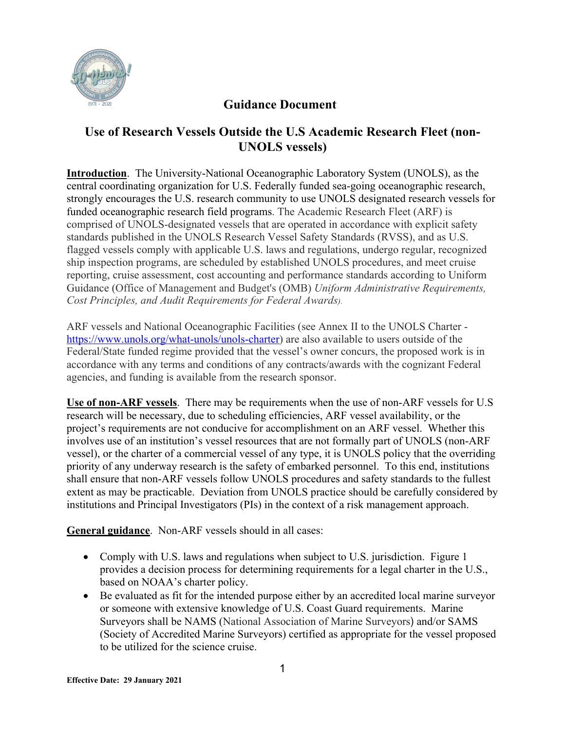# Guidance Document

## Use of Research Vessels Outside the U.S Academic Research Fleet (non-UNOLS vessels)

**Introduction**. The University-National Oceanographic Laboratory System (UNOLS), as the central coordinating organization for U.S. Federally funded sea-going oceanographic research, strongly encourages the U.S. research community to use UNOLS designated research vessels for funded oceanographic research field programs. The Academic Research Fleet (ARF) is comprised of UNOLS-designated vessels that are operated in accordance with explicit safety standards published in the UNOLS Research Vessel Safety Standards (RVSS), and as U.S. flagged vessels comply with applicable U.S. laws and regulations, undergo regular, recognized ship inspection programs, are scheduled by established UNOLS procedures, and meet cruise reporting, cruise assessment, cost accounting and performance standards according to Uniform Guidance (Office of Management and Budget's (OMB) *Uniform Administrative Requirements, Cost Principles, and Audit Requirements for Federal Awards*).

ARF vessels and National Oceanographic Facilities (see Annex II to the UNOLS Charter - https://www.unols.org/what-unols/unols-charter) are also available to users outside of the Federal/State funded regime provided that the vessel's owner concurs, the proposed work is in accordance with any terms and conditions of any contracts/awards with the cognizant Federal agencies, and funding is available from the research sponsor.

**Use of non-ARF vessels**. There may be requirements when the use of non-ARF vessels for U.S research will be necessary, due to scheduling efficiencies, ARF vessel availability, or the project's requirements are not conducive for accomplishment on an ARF vessel. Whether this involves use of an institution's vessel resources that are not formally part of UNOLS (non-ARF vessel), or the charter of a commercial vessel of any type, it is UNOLS policy that the overriding priority of any underway research is the safety of embarked personnel. To this end, institutions shall ensure that non-ARF vessels follow UNOLS procedures and safety standards to the fullest extent as may be practicable. Deviation from UNOLS practice should be carefully considered by institutions and Principal Investigators (PIs) in the context of a risk management approach.

**General guidance**. Non-ARF vessels should in all cases:

- Comply with U.S. laws and regulations when subject to U.S. jurisdiction. Figure 1 provides a decision process for determining requirements for a legal charter in the U.S., based on NOAA's charter policy.
- Be evaluated as fit for the intended purpose either by an accredited local marine surveyor or someone with extensive knowledge of U.S. Coast Guard requirements. Marine Surveyors shall be NAMS (National Association of Marine Surveyors) and/or SAMS (Society of Accredited Marine Surveyors) certified as appropriate for the vessel proposed to be utilized for the science cruise.

**Effective Date: 29 January 2021**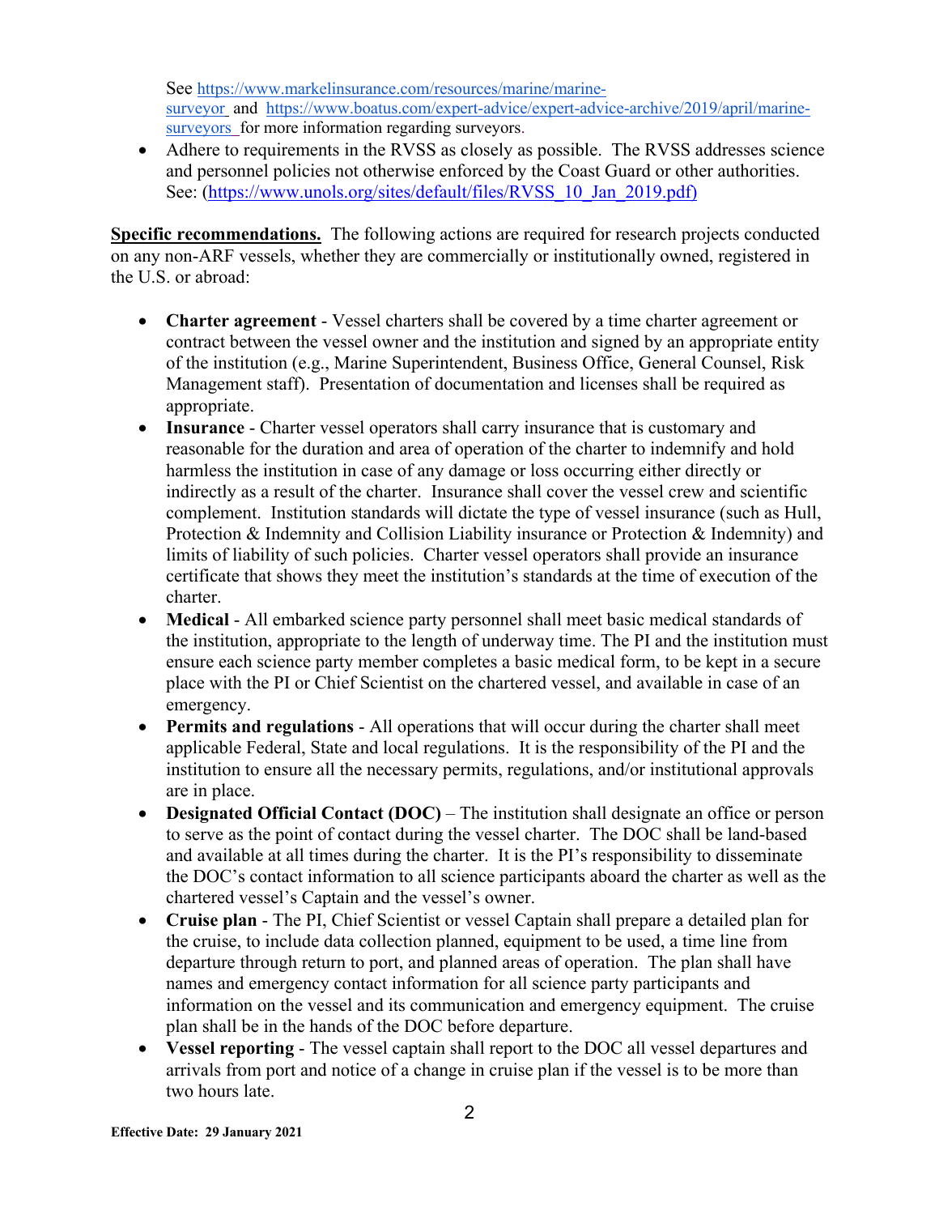See https://www.markelinsurance.com/resources/marine/marine-surveyor and https://www.boatus.com/expert-advice/expert-advice-archive/2019/april/marine-surveyors for more information regarding surveyors.

- Adhere to requirements in the RVSS as closely as possible. The RVSS addresses science and personnel policies not otherwise enforced by the Coast Guard or other authorities. See: (https://www.unols.org/sites/default/files/RVSS_10_Jan_2019.pdf)

**Specific recommendations.** The following actions are required for research projects conducted on any non-ARF vessels, whether they are commercially or institutionally owned, registered in the U.S. or abroad:

- **Charter agreement** - Vessel charters shall be covered by a time charter agreement or contract between the vessel owner and the institution and signed by an appropriate entity of the institution (e.g., Marine Superintendent, Business Office, General Counsel, Risk Management staff). Presentation of documentation and licenses shall be required as appropriate.
- **Insurance** - Charter vessel operators shall carry insurance that is customary and reasonable for the duration and area of operation of the charter to indemnify and hold harmless the institution in case of any damage or loss occurring either directly or indirectly as a result of the charter. Insurance shall cover the vessel crew and scientific complement. Institution standards will dictate the type of vessel insurance (such as Hull, Protection & Indemnity and Collision Liability insurance or Protection & Indemnity) and limits of liability of such policies. Charter vessel operators shall provide an insurance certificate that shows they meet the institution's standards at the time of execution of the charter.
- **Medical** - All embarked science party personnel shall meet basic medical standards of the institution, appropriate to the length of underway time. The PI and the institution must ensure each science party member completes a basic medical form, to be kept in a secure place with the PI or Chief Scientist on the chartered vessel, and available in case of an emergency.
- **Permits and regulations** - All operations that will occur during the charter shall meet applicable Federal, State and local regulations. It is the responsibility of the PI and the institution to ensure all the necessary permits, regulations, and/or institutional approvals are in place.
- **Designated Official Contact (DOC)** – The institution shall designate an office or person to serve as the point of contact during the vessel charter. The DOC shall be land-based and available at all times during the charter. It is the PI's responsibility to disseminate the DOC's contact information to all science participants aboard the charter as well as the chartered vessel's Captain and the vessel's owner.
- **Cruise plan** - The PI, Chief Scientist or vessel Captain shall prepare a detailed plan for the cruise, to include data collection planned, equipment to be used, a time line from departure through return to port, and planned areas of operation. The plan shall have names and emergency contact information for all science party participants and information on the vessel and its communication and emergency equipment. The cruise plan shall be in the hands of the DOC before departure.
- **Vessel reporting** - The vessel captain shall report to the DOC all vessel departures and arrivals from port and notice of a change in cruise plan if the vessel is to be more than two hours late.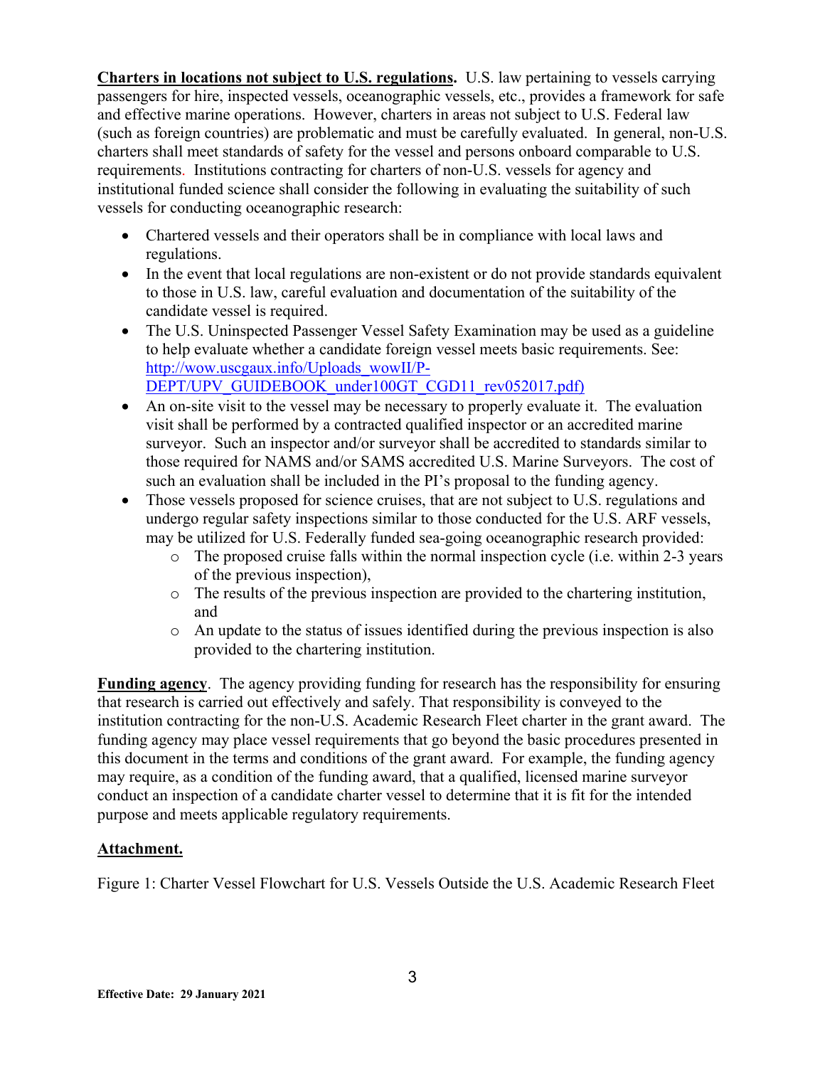**Charters in locations not subject to U.S. regulations.** U.S. law pertaining to vessels carrying passengers for hire, inspected vessels, oceanographic vessels, etc., provides a framework for safe and effective marine operations. However, charters in areas not subject to U.S. Federal law (such as foreign countries) are problematic and must be carefully evaluated. In general, non-U.S. charters shall meet standards of safety for the vessel and persons onboard comparable to U.S. requirements. Institutions contracting for charters of non-U.S. vessels for agency and institutional funded science shall consider the following in evaluating the suitability of such vessels for conducting oceanographic research:

- Chartered vessels and their operators shall be in compliance with local laws and regulations.
- In the event that local regulations are non-existent or do not provide standards equivalent to those in U.S. law, careful evaluation and documentation of the suitability of the candidate vessel is required.
- The U.S. Uninspected Passenger Vessel Safety Examination may be used as a guideline to help evaluate whether a candidate foreign vessel meets basic requirements. See: [http://wow.uscgaux.info/Uploads_wowII/P-DEPT/UPV_GUIDEBOOK_under100GT_CGD11_rev052017.pdf)](http://wow.uscgaux.info/Uploads_wowII/P-DEPT/UPV_GUIDEBOOK_under100GT_CGD11_rev052017.pdf)
- An on-site visit to the vessel may be necessary to properly evaluate it. The evaluation visit shall be performed by a contracted qualified inspector or an accredited marine surveyor. Such an inspector and/or surveyor shall be accredited to standards similar to those required for NAMS and/or SAMS accredited U.S. Marine Surveyors. The cost of such an evaluation shall be included in the PI's proposal to the funding agency.
- Those vessels proposed for science cruises, that are not subject to U.S. regulations and undergo regular safety inspections similar to those conducted for the U.S. ARF vessels, may be utilized for U.S. Federally funded sea-going oceanographic research provided:
    - The proposed cruise falls within the normal inspection cycle (i.e. within 2-3 years of the previous inspection),
    - The results of the previous inspection are provided to the chartering institution, and
    - An update to the status of issues identified during the previous inspection is also provided to the chartering institution.

**Funding agency**. The agency providing funding for research has the responsibility for ensuring that research is carried out effectively and safely. That responsibility is conveyed to the institution contracting for the non-U.S. Academic Research Fleet charter in the grant award. The funding agency may place vessel requirements that go beyond the basic procedures presented in this document in the terms and conditions of the grant award. For example, the funding agency may require, as a condition of the funding award, that a qualified, licensed marine surveyor conduct an inspection of a candidate charter vessel to determine that it is fit for the intended purpose and meets applicable regulatory requirements.

**Attachment.**

Figure 1: Charter Vessel Flowchart for U.S. Vessels Outside the U.S. Academic Research Fleet

**Effective Date: 29 January 2021**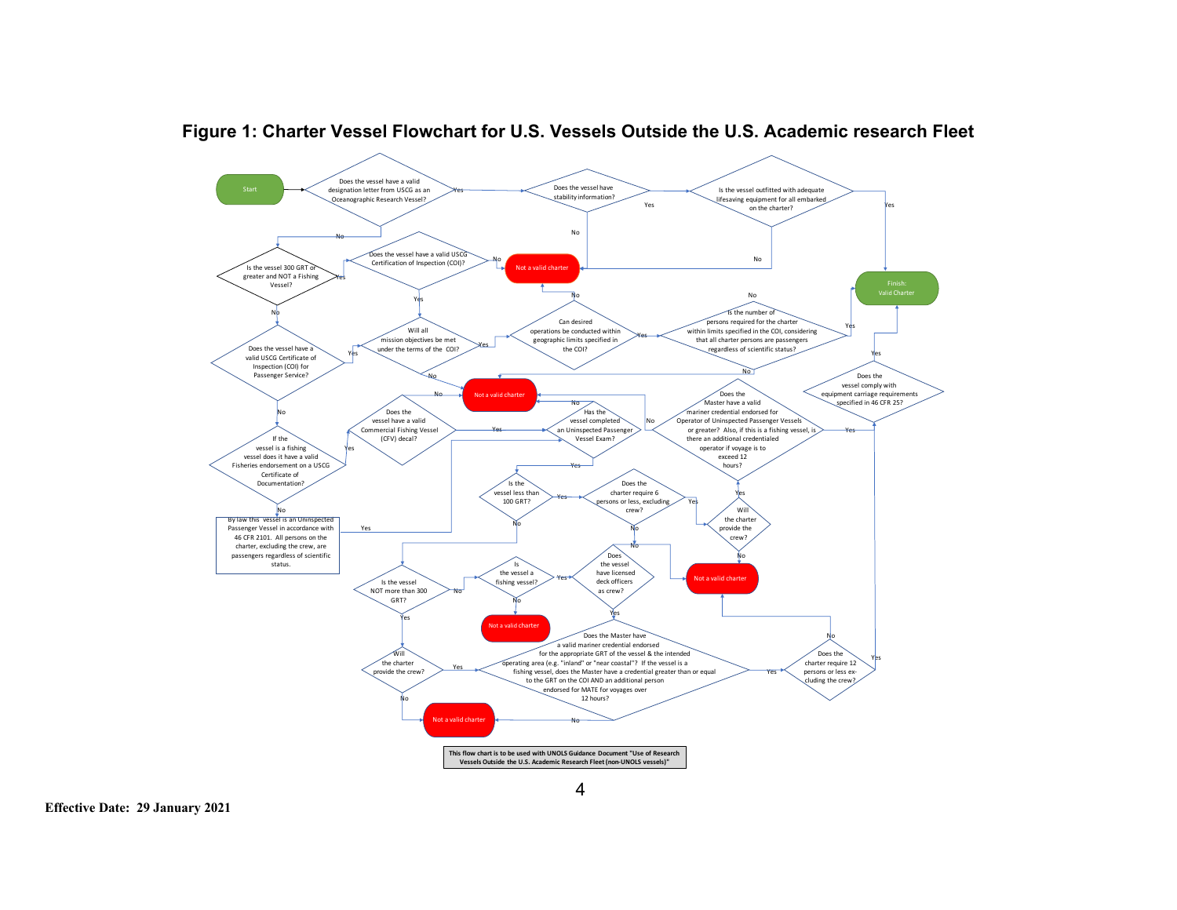# Figure 1: Charter Vessel Flowchart for U.S. Vessels Outside the U.S. Academic research Fleet

Start

Does the vessel have a valid designation letter from USCG as an Oceanographic Research Vessel?

Yes

Does the vessel have stability information?

Yes

Is the vessel outfitted with adequate lifesaving equipment for all embarked on the charter?

Yes

No

No

No

Is the vessel 300 GRT or greater and NOT a Fishing Vessel?

Yes

Does the vessel have a valid USCG Certification of Inspection (COI)?

No

Not a valid charter

Finish: Valid Charter

Yes

No

No

Is the number of persons required for the charter within limits specified in the COI, considering that all charter persons are passengers regardless of scientific status?

Yes

No

Will all mission objectives be met under the terms of the COI?

Yes

Can desired operations be conducted within geographic limits specified in the COI?

Yes

Does the vessel have a valid USCG Certificate of Inspection (COI) for Passenger Service?

Yes

No

No

Not a valid charter

No

Yes

Does the vessel comply with equipment carriage requirements specified in 46 CFR 25?

No

Does the vessel have a valid Commercial Fishing Vessel (CFV) decal?

Yes

Has the vessel completed an Uninspected Passenger Vessel Exam?

No

Does the Master have a valid mariner credential endorsed for Operator of Uninspected Passenger Vessels or greater? Also, if this is a fishing vessel, is there an additional credentialed operator if voyage is to exceed 12 hours?

Yes

If the vessel is a fishing vessel does it have a valid Fisheries endorsement on a USCG Certificate of Documentation?

Yes

Yes

No

Is the vessel less than 100 GRT?

Yes

Does the charter require 6 persons or less, excluding crew?

Yes

Yes

By law this vessel is an Uninspected Passenger Vessel in accordance with 46 CFR 2101. All persons on the charter, excluding the crew, are passengers regardless of scientific status.

Yes

Will the charter provide the crew?

No

No

No

No

Is the vessel NOT more than 300 GRT?

No

Is the vessel a fishing vessel?

Yes

Does the vessel have licensed deck officers as crew?

Not a valid charter

No

Yes

Not a valid charter

Yes

Does the Master have a valid mariner credential endorsed for the appropriate GRT of the vessel & the intended operating area (e.g. "inland" or "near coastal")? If the vessel is a fishing vessel, does the Master have a credential greater than or equal to the GRT on the COI AND an additional person endorsed for MATE for voyages over 12 hours?

No

Yes

Will the charter provide the crew?

Yes

Yes

Does the charter require 12 persons or less excluding the crew?

No

Not a valid charter

No

This flow chart is to be used with UNOLS Guidance Document "Use of Research Vessels Outside the U.S. Academic Research Fleet (non-UNOLS vessels)"

**Effective Date: 29 January 2021**